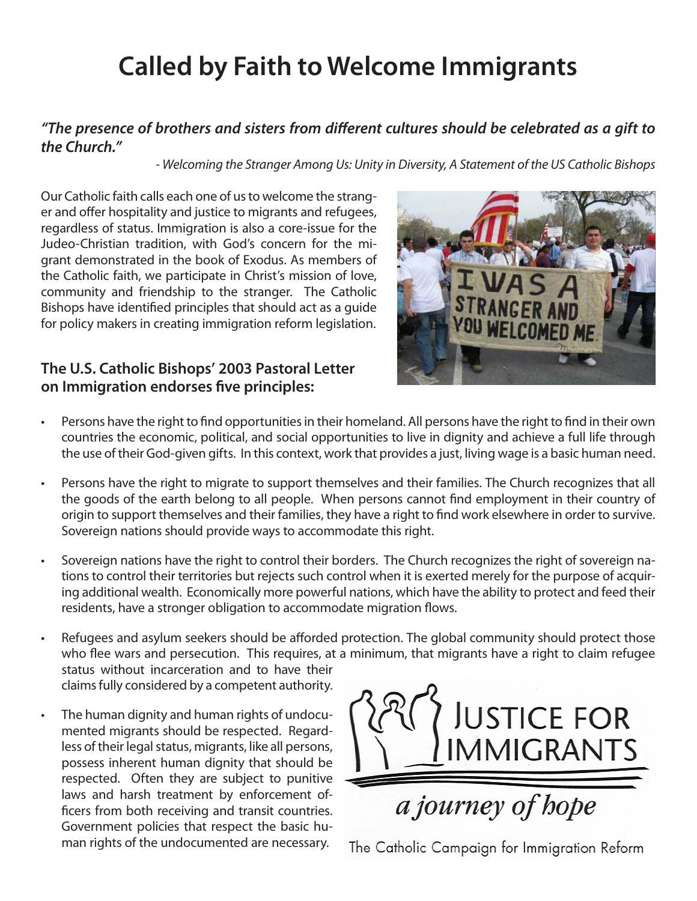# Called by Faith to Welcome Immigrants

***"The presence of brothers and sisters from different cultures should be celebrated as a gift to the Church."***

*- Welcoming the Stranger Among Us: Unity in Diversity, A Statement of the US Catholic Bishops*

Our Catholic faith calls each one of us to welcome the stranger and offer hospitality and justice to migrants and refugees, regardless of status. Immigration is also a core-issue for the Judeo-Christian tradition, with God's concern for the migrant demonstrated in the book of Exodus. As members of the Catholic faith, we participate in Christ's mission of love, community and friendship to the stranger. The Catholic Bishops have identified principles that should act as a guide for policy makers in creating immigration reform legislation.

### The U.S. Catholic Bishops' 2003 Pastoral Letter on Immigration endorses five principles:

- Persons have the right to find opportunities in their homeland. All persons have the right to find in their own countries the economic, political, and social opportunities to live in dignity and achieve a full life through the use of their God-given gifts. In this context, work that provides a just, living wage is a basic human need.
- Persons have the right to migrate to support themselves and their families. The Church recognizes that all the goods of the earth belong to all people. When persons cannot find employment in their country of origin to support themselves and their families, they have a right to find work elsewhere in order to survive. Sovereign nations should provide ways to accommodate this right.
- Sovereign nations have the right to control their borders. The Church recognizes the right of sovereign nations to control their territories but rejects such control when it is exerted merely for the purpose of acquiring additional wealth. Economically more powerful nations, which have the ability to protect and feed their residents, have a stronger obligation to accommodate migration flows.
- Refugees and asylum seekers should be afforded protection. The global community should protect those who flee wars and persecution. This requires, at a minimum, that migrants have a right to claim refugee status without incarceration and to have their claims fully considered by a competent authority.
- The human dignity and human rights of undocumented migrants should be respected. Regardless of their legal status, migrants, like all persons, possess inherent human dignity that should be respected. Often they are subject to punitive laws and harsh treatment by enforcement officers from both receiving and transit countries. Government policies that respect the basic human rights of the undocumented are necessary.

JUSTICE FOR IMMIGRANTS

*a journey of hope*

The Catholic Campaign for Immigration Reform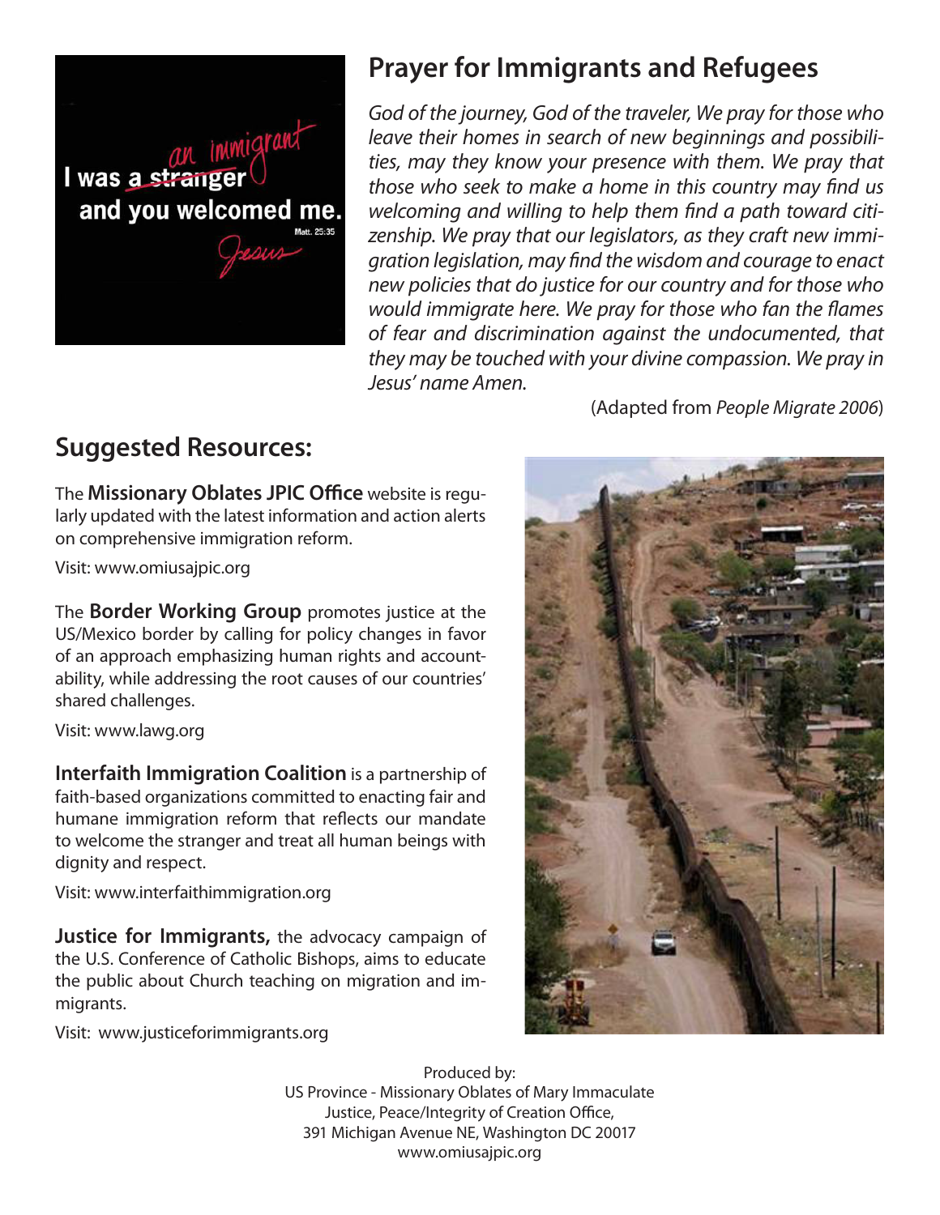## Prayer for Immigrants and Refugees

*God of the journey, God of the traveler, We pray for those who leave their homes in search of new beginnings and possibilities, may they know your presence with them. We pray that those who seek to make a home in this country may find us welcoming and willing to help them find a path toward citizenship. We pray that our legislators, as they craft new immigration legislation, may find the wisdom and courage to enact new policies that do justice for our country and for those who would immigrate here. We pray for those who fan the flames of fear and discrimination against the undocumented, that they may be touched with your divine compassion. We pray in Jesus' name Amen.*

(Adapted from *People Migrate 2006*)

## Suggested Resources:

The **Missionary Oblates JPIC Office** website is regularly updated with the latest information and action alerts on comprehensive immigration reform.

Visit: www.omiusajpic.org

The **Border Working Group** promotes justice at the US/Mexico border by calling for policy changes in favor of an approach emphasizing human rights and accountability, while addressing the root causes of our countries' shared challenges.

Visit: www.lawg.org

**Interfaith Immigration Coalition** is a partnership of faith-based organizations committed to enacting fair and humane immigration reform that reflects our mandate to welcome the stranger and treat all human beings with dignity and respect.

Visit: www.interfaithimmigration.org

**Justice for Immigrants,** the advocacy campaign of the U.S. Conference of Catholic Bishops, aims to educate the public about Church teaching on migration and immigrants.

Visit: www.justiceforimmigrants.org

Produced by:
US Province - Missionary Oblates of Mary Immaculate
Justice, Peace/Integrity of Creation Office,
391 Michigan Avenue NE, Washington DC 20017
www.omiusajpic.org